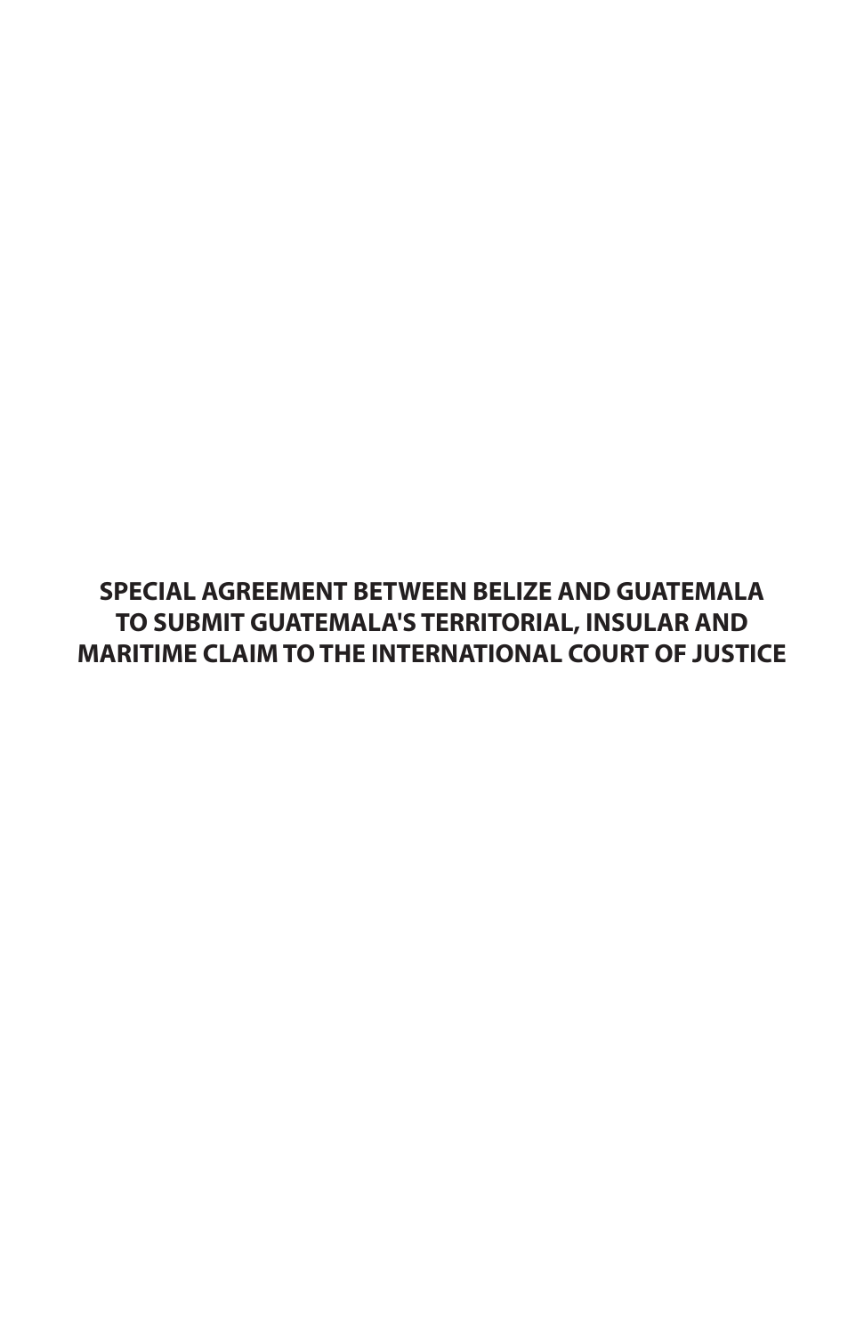# SPECIAL AGREEMENT BETWEEN BELIZE AND GUATEMALA TO SUBMIT GUATEMALA'S TERRITORIAL, INSULAR AND MARITIME CLAIM TO THE INTERNATIONAL COURT OF JUSTICE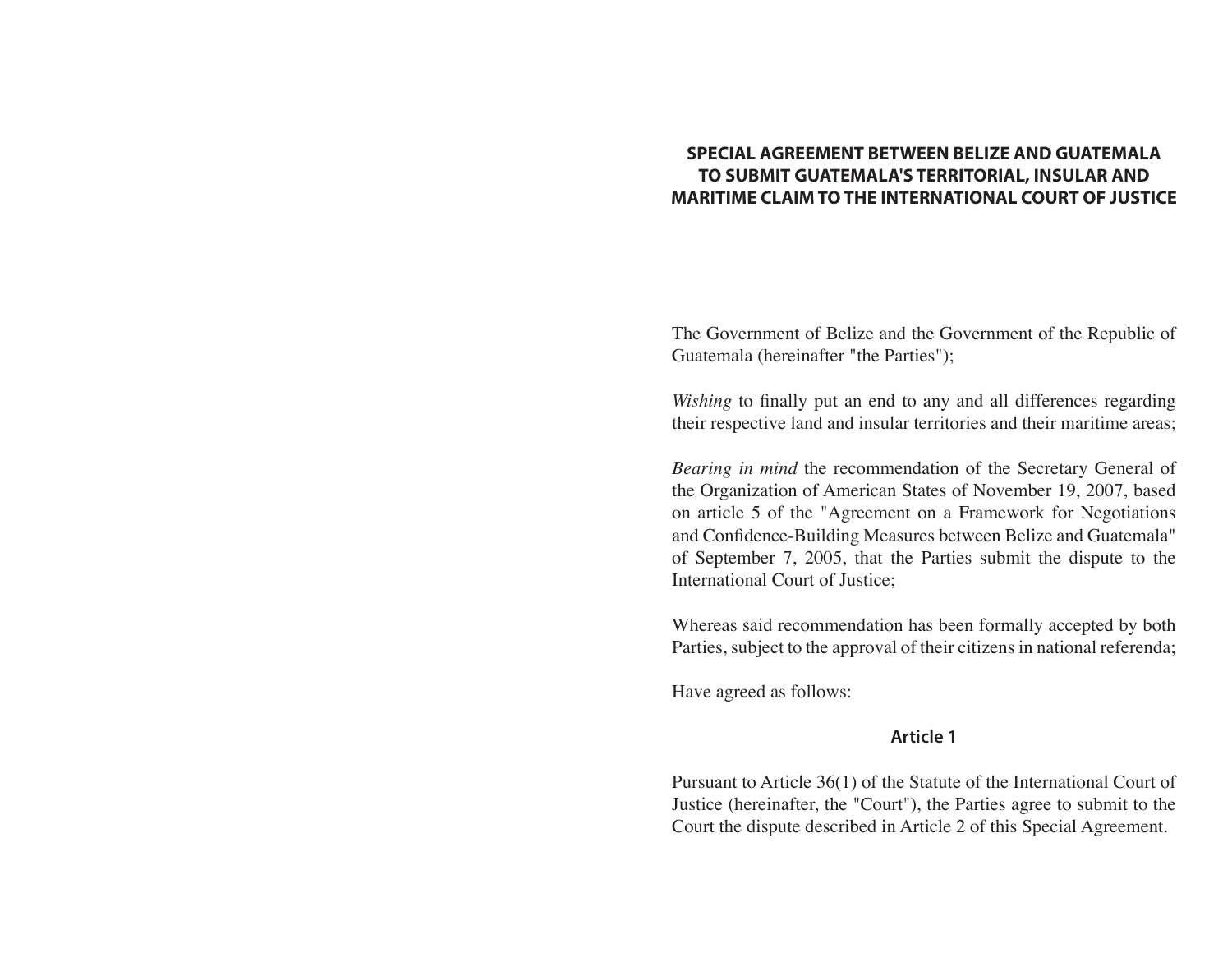# SPECIAL AGREEMENT BETWEEN BELIZE AND GUATEMALA TO SUBMIT GUATEMALA'S TERRITORIAL, INSULAR AND MARITIME CLAIM TO THE INTERNATIONAL COURT OF JUSTICE

The Government of Belize and the Government of the Republic of Guatemala (hereinafter "the Parties");

*Wishing* to finally put an end to any and all differences regarding their respective land and insular territories and their maritime areas;

*Bearing in mind* the recommendation of the Secretary General of the Organization of American States of November 19, 2007, based on article 5 of the "Agreement on a Framework for Negotiations and Confidence-Building Measures between Belize and Guatemala" of September 7, 2005, that the Parties submit the dispute to the International Court of Justice;

Whereas said recommendation has been formally accepted by both Parties, subject to the approval of their citizens in national referenda;

Have agreed as follows:

## Article 1

Pursuant to Article 36(1) of the Statute of the International Court of Justice (hereinafter, the "Court"), the Parties agree to submit to the Court the dispute described in Article 2 of this Special Agreement.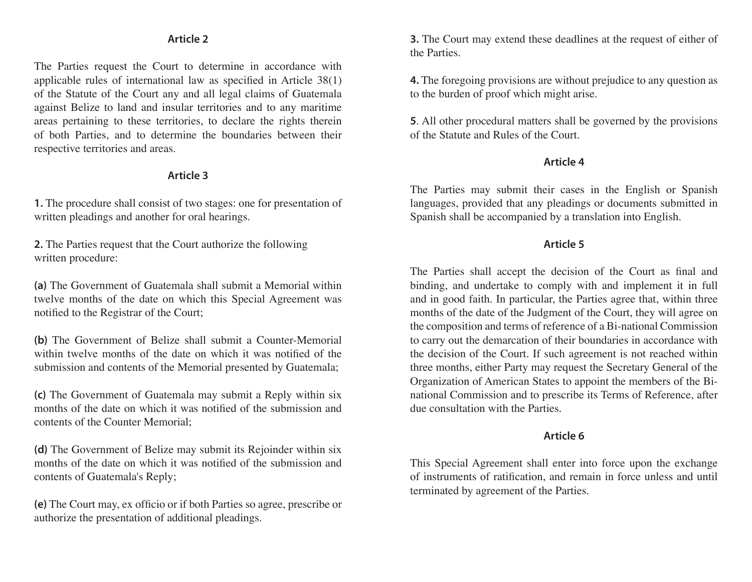### Article 2

The Parties request the Court to determine in accordance with applicable rules of international law as specified in Article 38(1) of the Statute of the Court any and all legal claims of Guatemala against Belize to land and insular territories and to any maritime areas pertaining to these territories, to declare the rights therein of both Parties, and to determine the boundaries between their respective territories and areas.

### Article 3

**1.** The procedure shall consist of two stages: one for presentation of written pleadings and another for oral hearings.

**2.** The Parties request that the Court authorize the following written procedure:

**(a)** The Government of Guatemala shall submit a Memorial within twelve months of the date on which this Special Agreement was notified to the Registrar of the Court;

**(b)** The Government of Belize shall submit a Counter-Memorial within twelve months of the date on which it was notified of the submission and contents of the Memorial presented by Guatemala;

**(c)** The Government of Guatemala may submit a Reply within six months of the date on which it was notified of the submission and contents of the Counter Memorial;

**(d)** The Government of Belize may submit its Rejoinder within six months of the date on which it was notified of the submission and contents of Guatemala's Reply;

**(e)** The Court may, ex officio or if both Parties so agree, prescribe or authorize the presentation of additional pleadings.

**3.** The Court may extend these deadlines at the request of either of the Parties.

**4.** The foregoing provisions are without prejudice to any question as to the burden of proof which might arise.

**5**. All other procedural matters shall be governed by the provisions of the Statute and Rules of the Court.

### Article 4

The Parties may submit their cases in the English or Spanish languages, provided that any pleadings or documents submitted in Spanish shall be accompanied by a translation into English.

### Article 5

The Parties shall accept the decision of the Court as final and binding, and undertake to comply with and implement it in full and in good faith. In particular, the Parties agree that, within three months of the date of the Judgment of the Court, they will agree on the composition and terms of reference of a Bi-national Commission to carry out the demarcation of their boundaries in accordance with the decision of the Court. If such agreement is not reached within three months, either Party may request the Secretary General of the Organization of American States to appoint the members of the Bi-national Commission and to prescribe its Terms of Reference, after due consultation with the Parties.

### Article 6

This Special Agreement shall enter into force upon the exchange of instruments of ratification, and remain in force unless and until terminated by agreement of the Parties.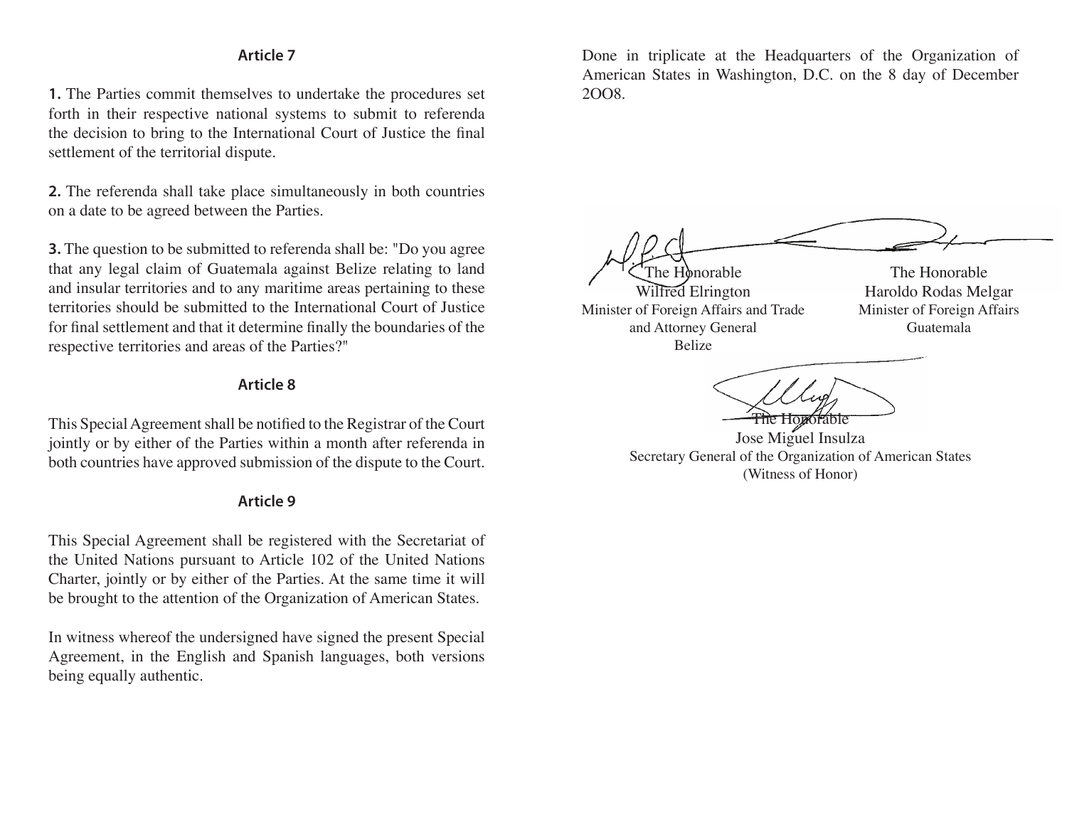### Article 7

**1.** The Parties commit themselves to undertake the procedures set forth in their respective national systems to submit to referenda the decision to bring to the International Court of Justice the final settlement of the territorial dispute.

**2.** The referenda shall take place simultaneously in both countries on a date to be agreed between the Parties.

**3.** The question to be submitted to referenda shall be: "Do you agree that any legal claim of Guatemala against Belize relating to land and insular territories and to any maritime areas pertaining to these territories should be submitted to the International Court of Justice for final settlement and that it determine finally the boundaries of the respective territories and areas of the Parties?"

### Article 8

This Special Agreement shall be notified to the Registrar of the Court jointly or by either of the Parties within a month after referenda in both countries have approved submission of the dispute to the Court.

### Article 9

This Special Agreement shall be registered with the Secretariat of the United Nations pursuant to Article 102 of the United Nations Charter, jointly or by either of the Parties. At the same time it will be brought to the attention of the Organization of American States.

In witness whereof the undersigned have signed the present Special Agreement, in the English and Spanish languages, both versions being equally authentic.

Done in triplicate at the Headquarters of the Organization of American States in Washington, D.C. on the 8 day of December 2OO8.

The Honorable
Wilfred Elrington
Minister of Foreign Affairs and Trade
and Attorney General
Belize

The Honorable
Haroldo Rodas Melgar
Minister of Foreign Affairs
Guatemala

The Honorable
Jose Miguel Insulza
Secretary General of the Organization of American States
(Witness of Honor)